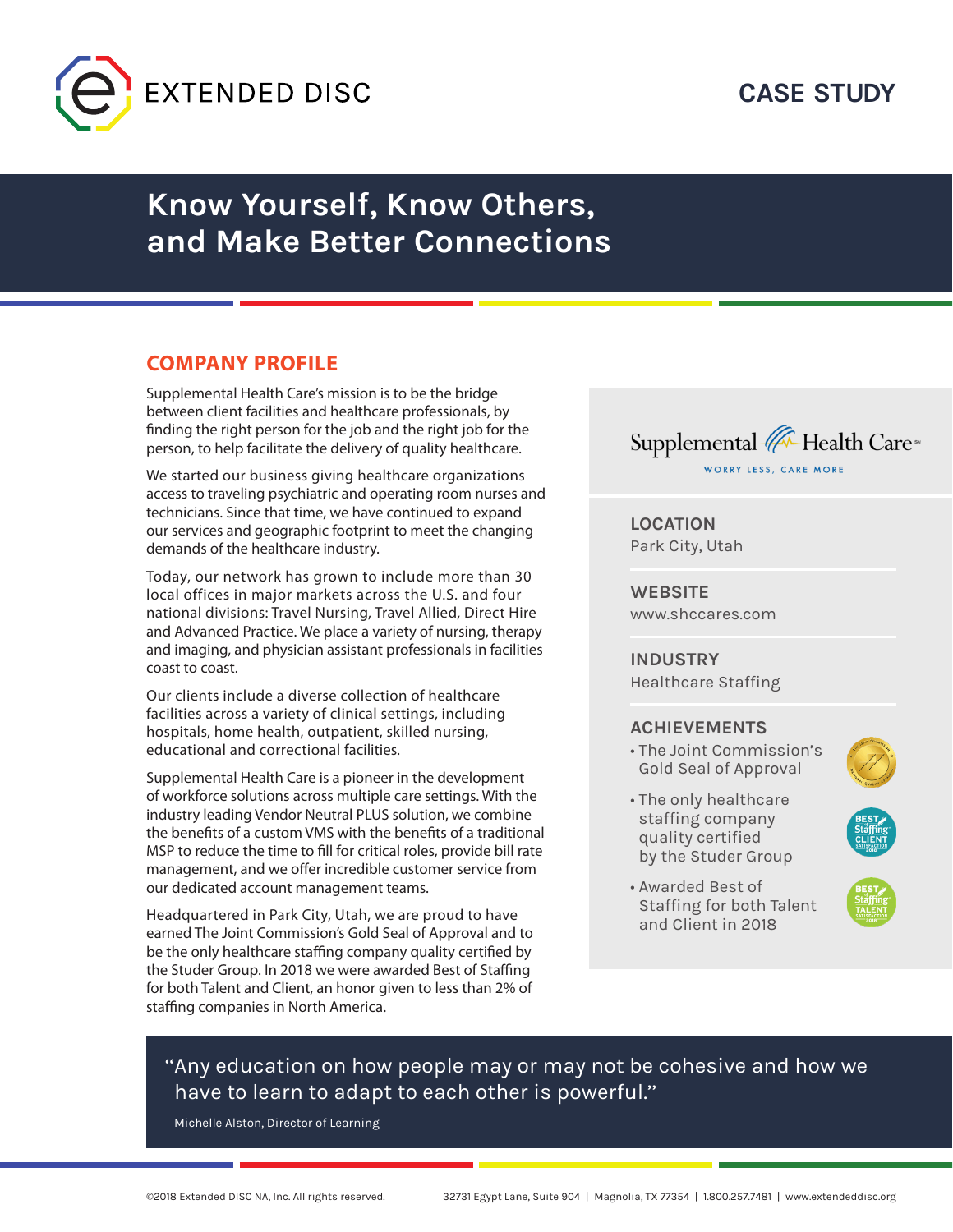EXTENDED DISC

CASE STUDY

# Know Yourself, Know Others, and Make Better Connections

## COMPANY PROFILE

Supplemental Health Care's mission is to be the bridge between client facilities and healthcare professionals, by finding the right person for the job and the right job for the person, to help facilitate the delivery of quality healthcare.

We started our business giving healthcare organizations access to traveling psychiatric and operating room nurses and technicians. Since that time, we have continued to expand our services and geographic footprint to meet the changing demands of the healthcare industry.

Today, our network has grown to include more than 30 local offices in major markets across the U.S. and four national divisions: Travel Nursing, Travel Allied, Direct Hire and Advanced Practice. We place a variety of nursing, therapy and imaging, and physician assistant professionals in facilities coast to coast.

Our clients include a diverse collection of healthcare facilities across a variety of clinical settings, including hospitals, home health, outpatient, skilled nursing, educational and correctional facilities.

Supplemental Health Care is a pioneer in the development of workforce solutions across multiple care settings. With the industry leading Vendor Neutral PLUS solution, we combine the benefits of a custom VMS with the benefits of a traditional MSP to reduce the time to fill for critical roles, provide bill rate management, and we offer incredible customer service from our dedicated account management teams.

Headquartered in Park City, Utah, we are proud to have earned The Joint Commission's Gold Seal of Approval and to be the only healthcare staffing company quality certified by the Studer Group. In 2018 we were awarded Best of Staffing for both Talent and Client, an honor given to less than 2% of staffing companies in North America.

Supplemental Health Care℠
WORRY LESS, CARE MORE

**LOCATION**
Park City, Utah

**WEBSITE**
www.shccares.com

**INDUSTRY**
Healthcare Staffing

**ACHIEVEMENTS**
- The Joint Commission's Gold Seal of Approval
- The only healthcare staffing company quality certified by the Studer Group
- Awarded Best of Staffing for both Talent and Client in 2018

> "Any education on how people may or may not be cohesive and how we have to learn to adapt to each other is powerful."
>
> Michelle Alston, Director of Learning

©2018 Extended DISC NA, Inc. All rights reserved. 32731 Egypt Lane, Suite 904 | Magnolia, TX 77354 | 1.800.257.7481 | www.extendeddisc.org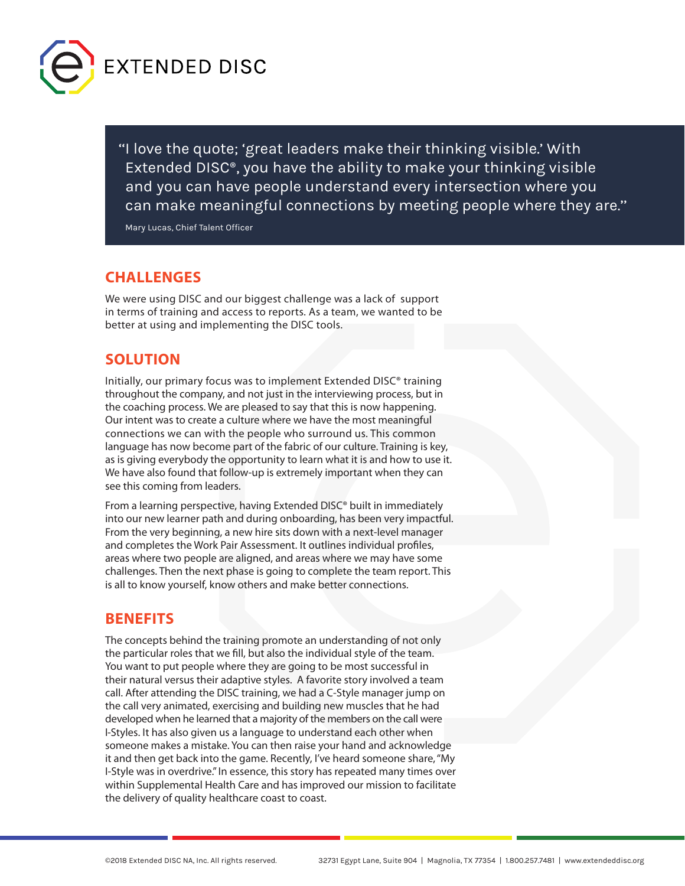EXTENDED DISC

> "I love the quote; 'great leaders make their thinking visible.' With Extended DISC®, you have the ability to make your thinking visible and you can have people understand every intersection where you can make meaningful connections by meeting people where they are."
>
> Mary Lucas, Chief Talent Officer

## CHALLENGES

We were using DISC and our biggest challenge was a lack of support in terms of training and access to reports. As a team, we wanted to be better at using and implementing the DISC tools.

## SOLUTION

Initially, our primary focus was to implement Extended DISC® training throughout the company, and not just in the interviewing process, but in the coaching process. We are pleased to say that this is now happening. Our intent was to create a culture where we have the most meaningful connections we can with the people who surround us. This common language has now become part of the fabric of our culture. Training is key, as is giving everybody the opportunity to learn what it is and how to use it. We have also found that follow-up is extremely important when they can see this coming from leaders.

From a learning perspective, having Extended DISC® built in immediately into our new learner path and during onboarding, has been very impactful. From the very beginning, a new hire sits down with a next-level manager and completes the Work Pair Assessment. It outlines individual profiles, areas where two people are aligned, and areas where we may have some challenges. Then the next phase is going to complete the team report. This is all to know yourself, know others and make better connections.

## BENEFITS

The concepts behind the training promote an understanding of not only the particular roles that we fill, but also the individual style of the team. You want to put people where they are going to be most successful in their natural versus their adaptive styles. A favorite story involved a team call. After attending the DISC training, we had a C-Style manager jump on the call very animated, exercising and building new muscles that he had developed when he learned that a majority of the members on the call were I-Styles. It has also given us a language to understand each other when someone makes a mistake. You can then raise your hand and acknowledge it and then get back into the game. Recently, I've heard someone share, "My I-Style was in overdrive." In essence, this story has repeated many times over within Supplemental Health Care and has improved our mission to facilitate the delivery of quality healthcare coast to coast.

©2018 Extended DISC NA, Inc. All rights reserved. 32731 Egypt Lane, Suite 904 | Magnolia, TX 77354 | 1.800.257.7481 | www.extendeddisc.org